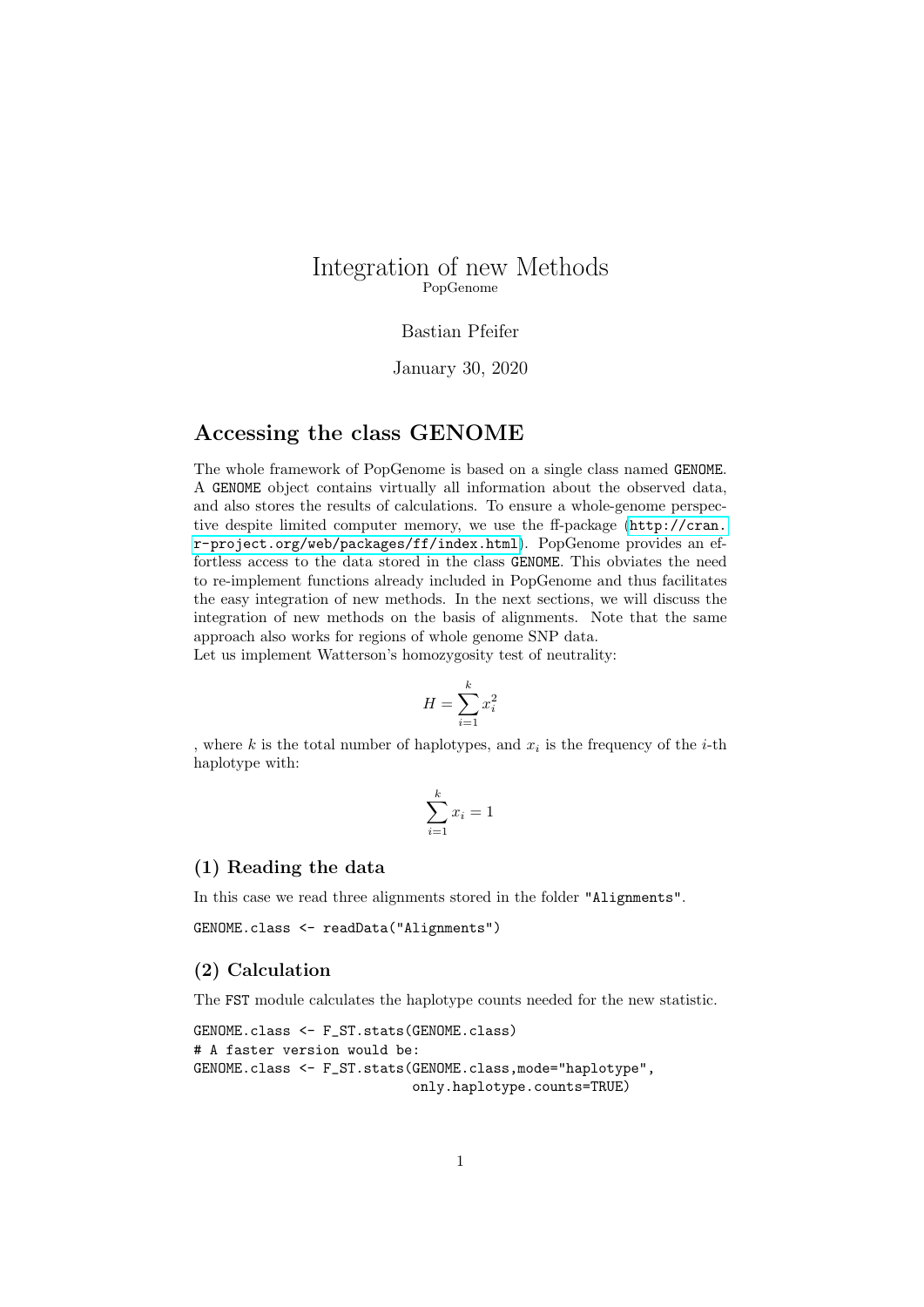# Integration of new Methods

PopGenome

Bastian Pfeifer

January 30, 2020

## Accessing the class GENOME

The whole framework of PopGenome is based on a single class named `GENOME`. A `GENOME` object contains virtually all information about the observed data, and also stores the results of calculations. To ensure a whole-genome perspective despite limited computer memory, we use the ff-package (http://cran.r-project.org/web/packages/ff/index.html). PopGenome provides an effortless access to the data stored in the class `GENOME`. This obviates the need to re-implement functions already included in PopGenome and thus facilitates the easy integration of new methods. In the next sections, we will discuss the integration of new methods on the basis of alignments. Note that the same approach also works for regions of whole genome SNP data.
Let us implement Watterson's homozygosity test of neutrality:

$$H = \sum_{i=1}^{k} x_i^2$$

, where $k$ is the total number of haplotypes, and $x_i$ is the frequency of the $i$-th haplotype with:

$$\sum_{i=1}^{k} x_i = 1$$

### (1) Reading the data

In this case we read three alignments stored in the folder `"Alignments"`.

```
GENOME.class <- readData("Alignments")
```

### (2) Calculation

The `FST` module calculates the haplotype counts needed for the new statistic.

```
GENOME.class <- F_ST.stats(GENOME.class)
# A faster version would be:
GENOME.class <- F_ST.stats(GENOME.class,mode="haplotype",
                           only.haplotype.counts=TRUE)
```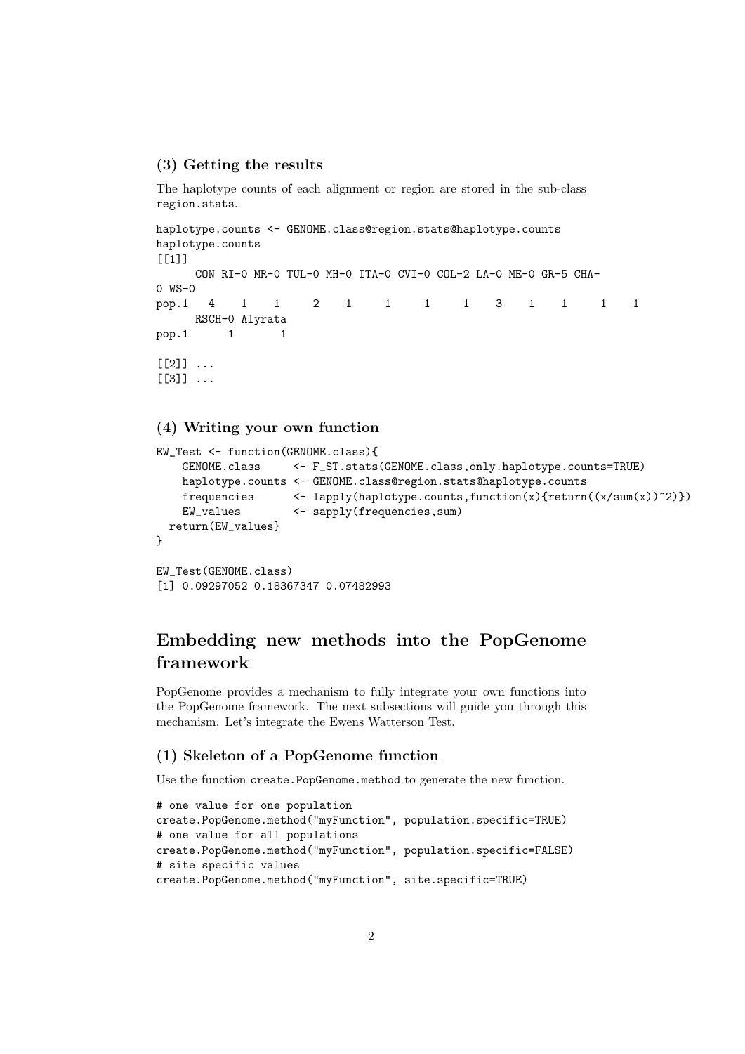### (3) Getting the results

The haplotype counts of each alignment or region are stored in the sub-class region.stats.

```
haplotype.counts <- GENOME.class@region.stats@haplotype.counts
haplotype.counts
[[1]]
      CON RI-0 MR-0 TUL-0 MH-0 ITA-0 CVI-0 COL-2 LA-0 ME-0 GR-5 CHA-
0 WS-0
pop.1   4    1    1     2    1     1     1     1    3    1    1     1    1
      RSCH-0 Alyrata
pop.1      1       1

[[2]] ...
[[3]] ...
```

### (4) Writing your own function

```
EW_Test <- function(GENOME.class){
    GENOME.class     <- F_ST.stats(GENOME.class,only.haplotype.counts=TRUE)
    haplotype.counts <- GENOME.class@region.stats@haplotype.counts
    frequencies      <- lapply(haplotype.counts,function(x){return((x/sum(x))^2)})
    EW_values        <- sapply(frequencies,sum)
  return(EW_values}
}

EW_Test(GENOME.class)
[1] 0.09297052 0.18367347 0.07482993
```

## Embedding new methods into the PopGenome framework

PopGenome provides a mechanism to fully integrate your own functions into the PopGenome framework. The next subsections will guide you through this mechanism. Let's integrate the Ewens Watterson Test.

### (1) Skeleton of a PopGenome function

Use the function create.PopGenome.method to generate the new function.

```
# one value for one population
create.PopGenome.method("myFunction", population.specific=TRUE)
# one value for all populations
create.PopGenome.method("myFunction", population.specific=FALSE)
# site specific values
create.PopGenome.method("myFunction", site.specific=TRUE)
```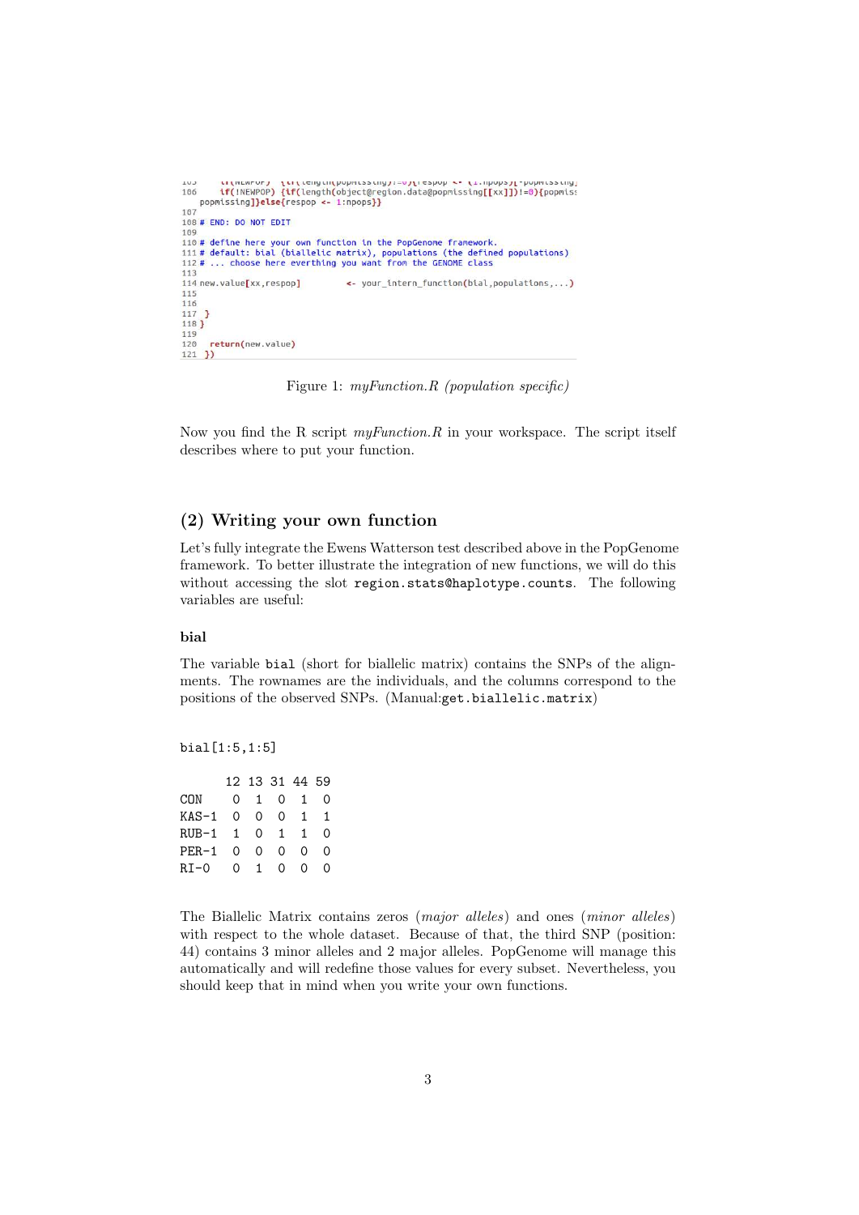```
105     if(!NEWPOP)  {if(length(popmissing)!=0){respop <- (1:npops)[-popmissing]
106     if(!NEWPOP) {if(length(object@region.data@popmissing[[xx]])!=0){popmiss
  popmissing]}else{respop <- 1:npops}}
107
108 # END: DO NOT EDIT
109
110 # define here your own function in the PopGenome framework.
111 # default: bial (biallelic matrix), populations (the defined populations)
112 # ... choose here everthing you want from the GENOME class
113
114 new.value[xx,respop]         <- your_intern_function(bial,populations,...)
115
116
117  }
118 }
119
120   return(new.value)
121  })
```

Figure 1: *myFunction.R (population specific)*

Now you find the R script *myFunction.R* in your workspace. The script itself describes where to put your function.

## (2) Writing your own function

Let's fully integrate the Ewens Watterson test described above in the PopGenome framework. To better illustrate the integration of new functions, we will do this without accessing the slot `region.stats@haplotype.counts`. The following variables are useful:

### bial

The variable `bial` (short for biallelic matrix) contains the SNPs of the alignments. The rownames are the individuals, and the columns correspond to the positions of the observed SNPs. (Manual:`get.biallelic.matrix`)

```
bial[1:5,1:5]

       12 13 31 44 59
CON     0  1  0  1  0
KAS-1   0  0  0  1  1
RUB-1   1  0  1  1  0
PER-1   0  0  0  0  0
RI-0    0  1  0  0  0
```

The Biallelic Matrix contains zeros (*major alleles*) and ones (*minor alleles*) with respect to the whole dataset. Because of that, the third SNP (position: 44) contains 3 minor alleles and 2 major alleles. PopGenome will manage this automatically and will redefine those values for every subset. Nevertheless, you should keep that in mind when you write your own functions.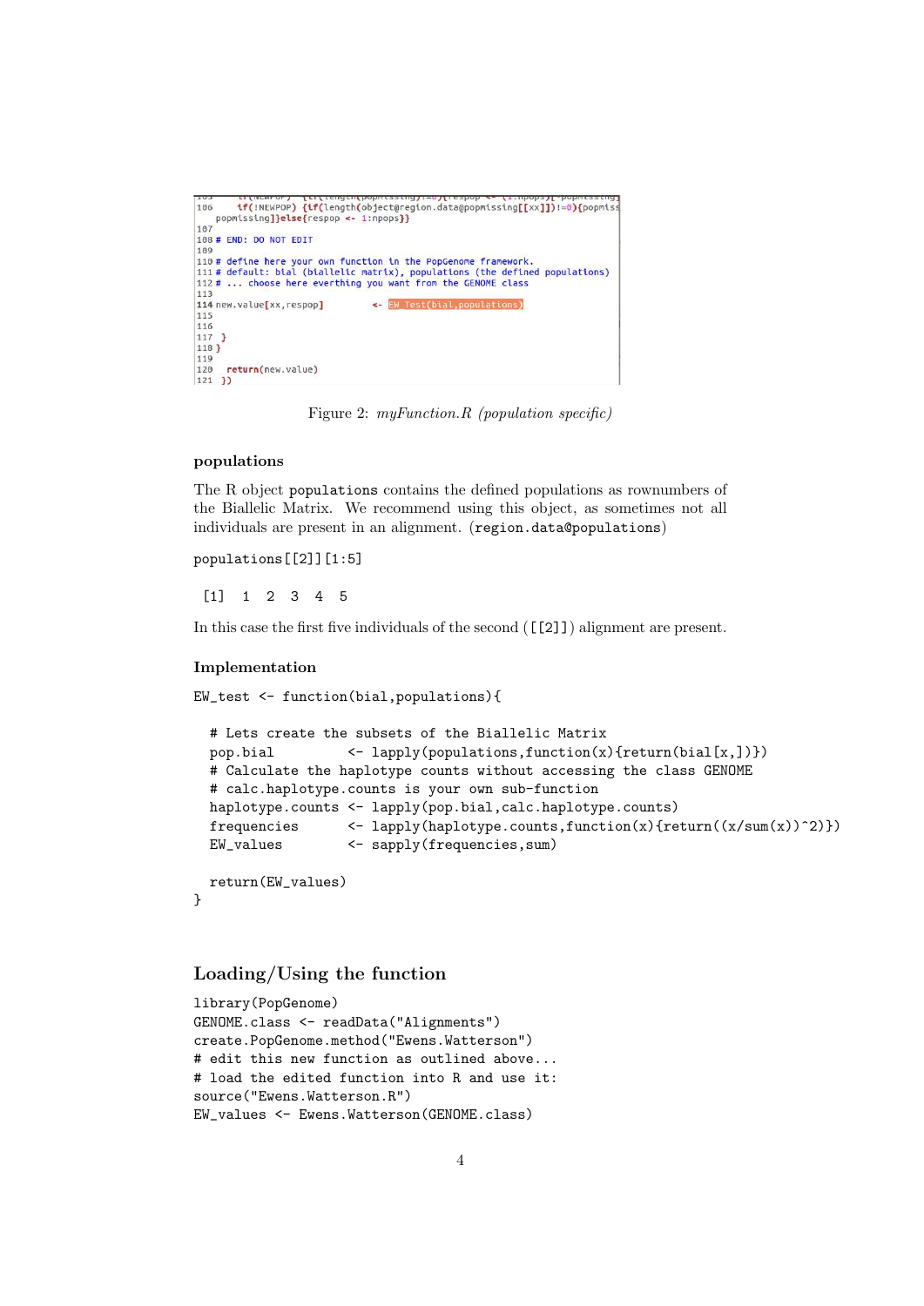Figure 2: *myFunction.R (population specific)*

### populations

The R object `populations` contains the defined populations as rownumbers of the Biallelic Matrix. We recommend using this object, as sometimes not all individuals are present in an alignment. (`region.data@populations`)

```
populations[[2]][1:5]

 [1]  1  2  3  4  5
```

In this case the first five individuals of the second (`[[2]]`) alignment are present.

### Implementation

```
EW_test <- function(bial,populations){

  # Lets create the subsets of the Biallelic Matrix
  pop.bial         <- lapply(populations,function(x){return(bial[x,])})
  # Calculate the haplotype counts without accessing the class GENOME
  # calc.haplotype.counts is your own sub-function
  haplotype.counts <- lapply(pop.bial,calc.haplotype.counts)
  frequencies      <- lapply(haplotype.counts,function(x){return((x/sum(x))^2)})
  EW_values        <- sapply(frequencies,sum)

  return(EW_values)
}
```

## Loading/Using the function

```
library(PopGenome)
GENOME.class <- readData("Alignments")
create.PopGenome.method("Ewens.Watterson")
# edit this new function as outlined above...
# load the edited function into R and use it:
source("Ewens.Watterson.R")
EW_values <- Ewens.Watterson(GENOME.class)
```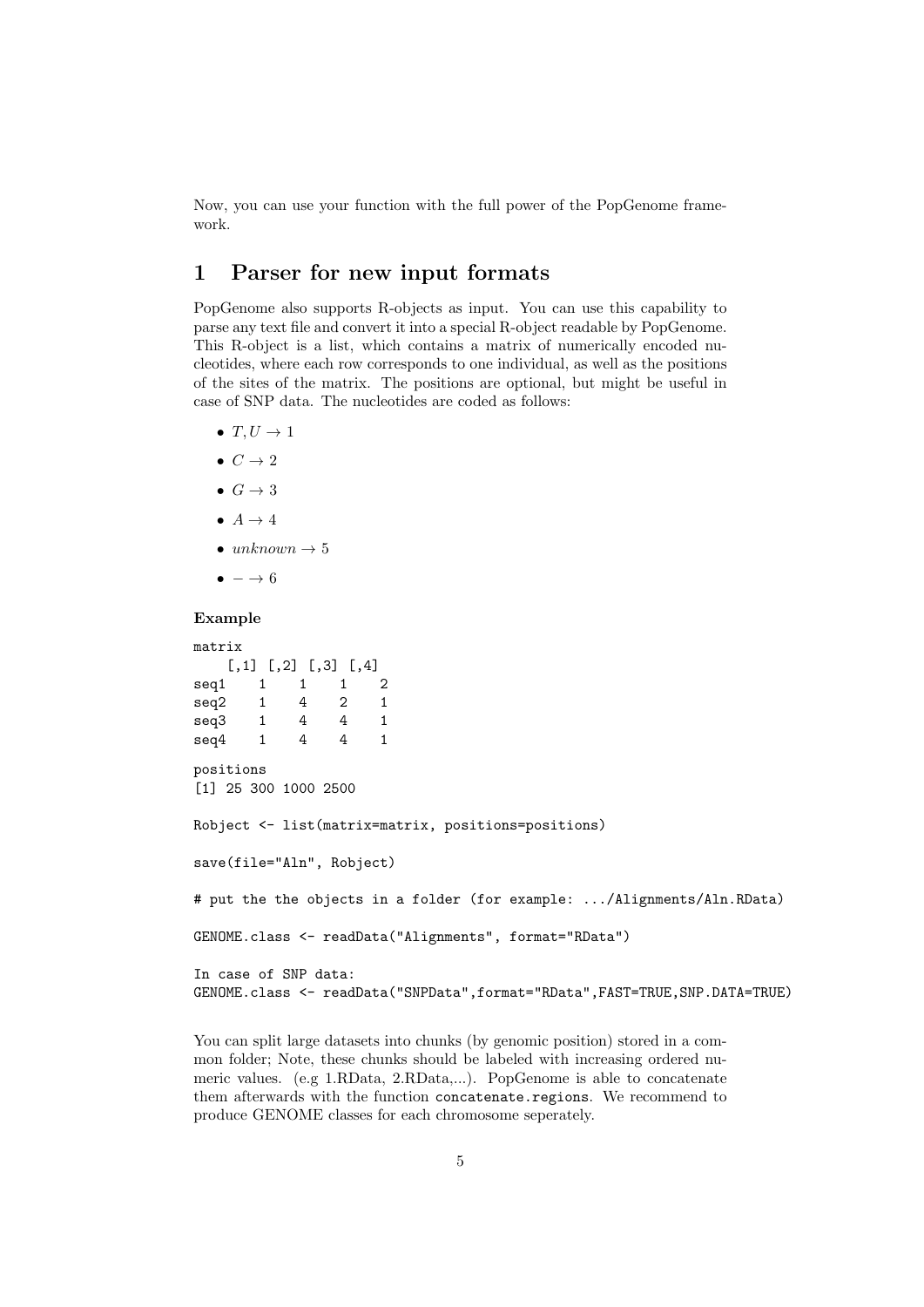Now, you can use your function with the full power of the PopGenome framework.

# 1 Parser for new input formats

PopGenome also supports R-objects as input. You can use this capability to parse any text file and convert it into a special R-object readable by PopGenome. This R-object is a list, which contains a matrix of numerically encoded nucleotides, where each row corresponds to one individual, as well as the positions of the sites of the matrix. The positions are optional, but might be useful in case of SNP data. The nucleotides are coded as follows:

- $T, U \rightarrow 1$
- $C \rightarrow 2$
- $G \rightarrow 3$
- $A \rightarrow 4$
- $unknown \rightarrow 5$
- $- \rightarrow 6$

**Example**

```
matrix
    [,1] [,2] [,3] [,4]
seq1    1    1    1    2
seq2    1    4    2    1
seq3    1    4    4    1
seq4    1    4    4    1

positions
[1] 25 300 1000 2500

Robject <- list(matrix=matrix, positions=positions)

save(file="Aln", Robject)

# put the the objects in a folder (for example: .../Alignments/Aln.RData)

GENOME.class <- readData("Alignments", format="RData")

In case of SNP data:
GENOME.class <- readData("SNPData",format="RData",FAST=TRUE,SNP.DATA=TRUE)
```

You can split large datasets into chunks (by genomic position) stored in a common folder; Note, these chunks should be labeled with increasing ordered numeric values. (e.g 1.RData, 2.RData,...). PopGenome is able to concatenate them afterwards with the function `concatenate.regions`. We recommend to produce GENOME classes for each chromosome seperately.